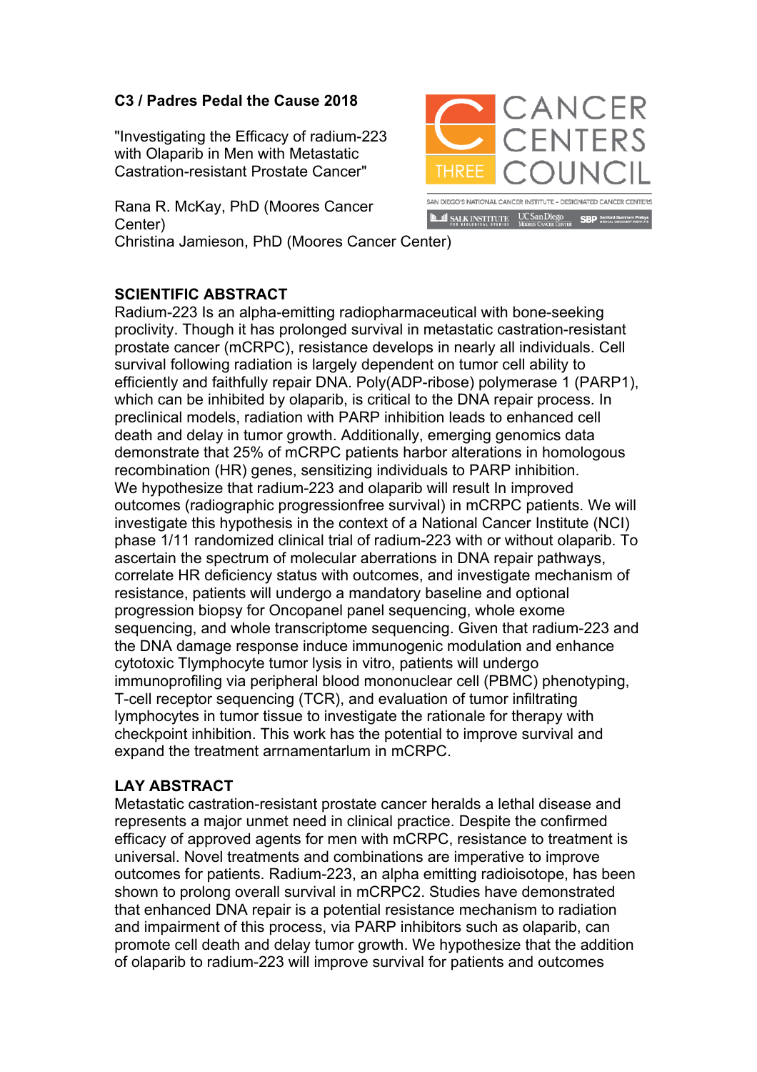**C3 / Padres Pedal the Cause 2018**

"Investigating the Efficacy of radium-223 with Olaparib in Men with Metastatic Castration-resistant Prostate Cancer"

Rana R. McKay, PhD (Moores Cancer Center)
Christina Jamieson, PhD (Moores Cancer Center)

CANCER CENTERS COUNCIL

THREE

SAN DIEGO'S NATIONAL CANCER INSTITUTE – DESIGNATED CANCER CENTERS

SALK INSTITUTE FOR BIOLOGICAL STUDIES | UC San Diego Moores Cancer Center | SBP Sanford Burnham Prebys Medical Discovery Institute

## SCIENTIFIC ABSTRACT

Radium-223 Is an alpha-emitting radiopharmaceutical with bone-seeking proclivity. Though it has prolonged survival in metastatic castration-resistant prostate cancer (mCRPC), resistance develops in nearly all individuals. Cell survival following radiation is largely dependent on tumor cell ability to efficiently and faithfully repair DNA. Poly(ADP-ribose) polymerase 1 (PARP1), which can be inhibited by olaparib, is critical to the DNA repair process. In preclinical models, radiation with PARP inhibition leads to enhanced cell death and delay in tumor growth. Additionally, emerging genomics data demonstrate that 25% of mCRPC patients harbor alterations in homologous recombination (HR) genes, sensitizing individuals to PARP inhibition. We hypothesize that radium-223 and olaparib will result In improved outcomes (radiographic progressionfree survival) in mCRPC patients. We will investigate this hypothesis in the context of a National Cancer Institute (NCI) phase 1/11 randomized clinical trial of radium-223 with or without olaparib. To ascertain the spectrum of molecular aberrations in DNA repair pathways, correlate HR deficiency status with outcomes, and investigate mechanism of resistance, patients will undergo a mandatory baseline and optional progression biopsy for Oncopanel panel sequencing, whole exome sequencing, and whole transcriptome sequencing. Given that radium-223 and the DNA damage response induce immunogenic modulation and enhance cytotoxic Tlymphocyte tumor lysis in vitro, patients will undergo immunoprofiling via peripheral blood mononuclear cell (PBMC) phenotyping, T-cell receptor sequencing (TCR), and evaluation of tumor infiltrating lymphocytes in tumor tissue to investigate the rationale for therapy with checkpoint inhibition. This work has the potential to improve survival and expand the treatment arrnamentarlum in mCRPC.

## LAY ABSTRACT

Metastatic castration-resistant prostate cancer heralds a lethal disease and represents a major unmet need in clinical practice. Despite the confirmed efficacy of approved agents for men with mCRPC, resistance to treatment is universal. Novel treatments and combinations are imperative to improve outcomes for patients. Radium-223, an alpha emitting radioisotope, has been shown to prolong overall survival in mCRPC2. Studies have demonstrated that enhanced DNA repair is a potential resistance mechanism to radiation and impairment of this process, via PARP inhibitors such as olaparib, can promote cell death and delay tumor growth. We hypothesize that the addition of olaparib to radium-223 will improve survival for patients and outcomes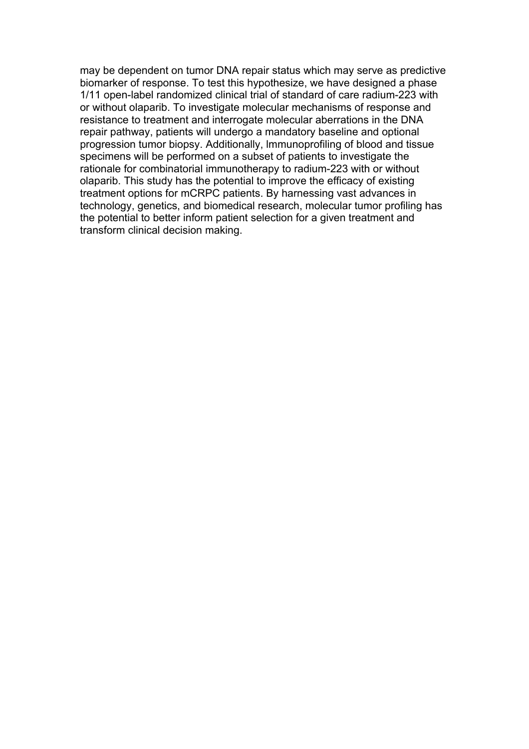may be dependent on tumor DNA repair status which may serve as predictive biomarker of response. To test this hypothesize, we have designed a phase 1/11 open-label randomized clinical trial of standard of care radium-223 with or without olaparib. To investigate molecular mechanisms of response and resistance to treatment and interrogate molecular aberrations in the DNA repair pathway, patients will undergo a mandatory baseline and optional progression tumor biopsy. Additionally, Immunoprofiling of blood and tissue specimens will be performed on a subset of patients to investigate the rationale for combinatorial immunotherapy to radium-223 with or without olaparib. This study has the potential to improve the efficacy of existing treatment options for mCRPC patients. By harnessing vast advances in technology, genetics, and biomedical research, molecular tumor profiling has the potential to better inform patient selection for a given treatment and transform clinical decision making.